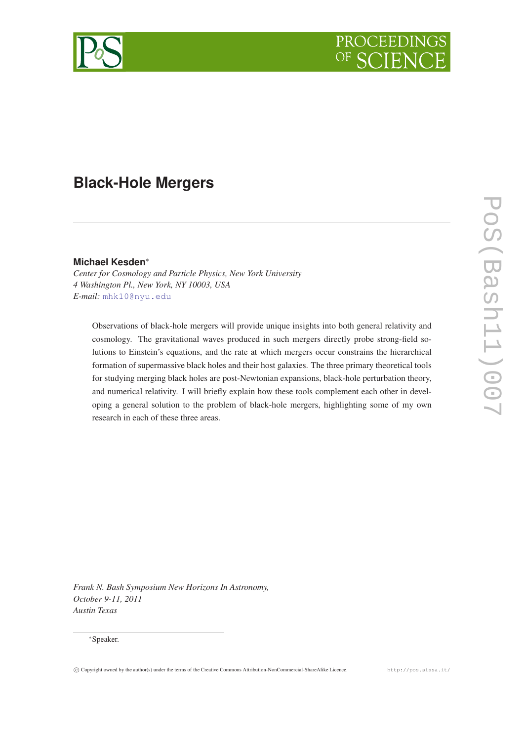# Black-Hole Mergers

**Michael Kesden***

*Center for Cosmology and Particle Physics, New York University*
*4 Washington Pl., New York, NY 10003, USA*
*E-mail:* mhk10@nyu.edu

Observations of black-hole mergers will provide unique insights into both general relativity and cosmology. The gravitational waves produced in such mergers directly probe strong-field solutions to Einstein's equations, and the rate at which mergers occur constrains the hierarchical formation of supermassive black holes and their host galaxies. The three primary theoretical tools for studying merging black holes are post-Newtonian expansions, black-hole perturbation theory, and numerical relativity. I will briefly explain how these tools complement each other in developing a general solution to the problem of black-hole mergers, highlighting some of my own research in each of these three areas.

*Frank N. Bash Symposium New Horizons In Astronomy,*
*October 9-11, 2011*
*Austin Texas*

*Speaker.

© Copyright owned by the author(s) under the terms of the Creative Commons Attribution-NonCommercial-ShareAlike Licence. http://pos.sissa.it/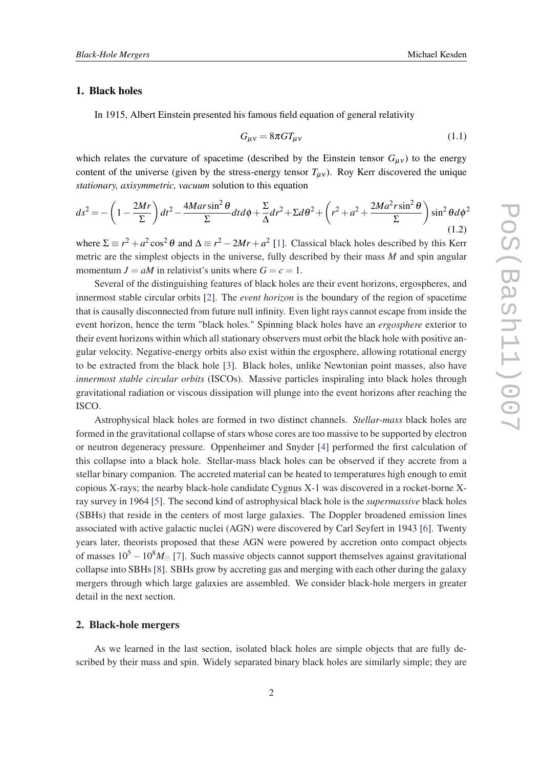## 1. Black holes

In 1915, Albert Einstein presented his famous field equation of general relativity

$$G_{\mu\nu} = 8\pi G T_{\mu\nu} \tag{1.1}$$

which relates the curvature of spacetime (described by the Einstein tensor $G_{\mu\nu}$) to the energy content of the universe (given by the stress-energy tensor $T_{\mu\nu}$). Roy Kerr discovered the unique *stationary, axisymmetric, vacuum* solution to this equation

$$ds^2 = -\left(1 - \frac{2Mr}{\Sigma}\right)dt^2 - \frac{4Mar\sin^2\theta}{\Sigma}dt d\phi + \frac{\Sigma}{\Delta}dr^2 + \Sigma d\theta^2 + \left(r^2 + a^2 + \frac{2Ma^2 r\sin^2\theta}{\Sigma}\right)\sin^2\theta d\phi^2 \tag{1.2}$$

where $\Sigma \equiv r^2 + a^2\cos^2\theta$ and $\Delta \equiv r^2 - 2Mr + a^2$ [1]. Classical black holes described by this Kerr metric are the simplest objects in the universe, fully described by their mass $M$ and spin angular momentum $J = aM$ in relativist's units where $G = c = 1$.

Several of the distinguishing features of black holes are their event horizons, ergospheres, and innermost stable circular orbits [2]. The *event horizon* is the boundary of the region of spacetime that is causally disconnected from future null infinity. Even light rays cannot escape from inside the event horizon, hence the term "black holes." Spinning black holes have an *ergosphere* exterior to their event horizons within which all stationary observers must orbit the black hole with positive angular velocity. Negative-energy orbits also exist within the ergosphere, allowing rotational energy to be extracted from the black hole [3]. Black holes, unlike Newtonian point masses, also have *innermost stable circular orbits* (ISCOs). Massive particles inspiraling into black holes through gravitational radiation or viscous dissipation will plunge into the event horizons after reaching the ISCO.

Astrophysical black holes are formed in two distinct channels. *Stellar-mass* black holes are formed in the gravitational collapse of stars whose cores are too massive to be supported by electron or neutron degeneracy pressure. Oppenheimer and Snyder [4] performed the first calculation of this collapse into a black hole. Stellar-mass black holes can be observed if they accrete from a stellar binary companion. The accreted material can be heated to temperatures high enough to emit copious X-rays; the nearby black-hole candidate Cygnus X-1 was discovered in a rocket-borne X-ray survey in 1964 [5]. The second kind of astrophysical black hole is the *supermassive* black holes (SBHs) that reside in the centers of most large galaxies. The Doppler broadened emission lines associated with active galactic nuclei (AGN) were discovered by Carl Seyfert in 1943 [6]. Twenty years later, theorists proposed that these AGN were powered by accretion onto compact objects of masses $10^5 - 10^8 M_\odot$ [7]. Such massive objects cannot support themselves against gravitational collapse into SBHs [8]. SBHs grow by accreting gas and merging with each other during the galaxy mergers through which large galaxies are assembled. We consider black-hole mergers in greater detail in the next section.

## 2. Black-hole mergers

As we learned in the last section, isolated black holes are simple objects that are fully described by their mass and spin. Widely separated binary black holes are similarly simple; they are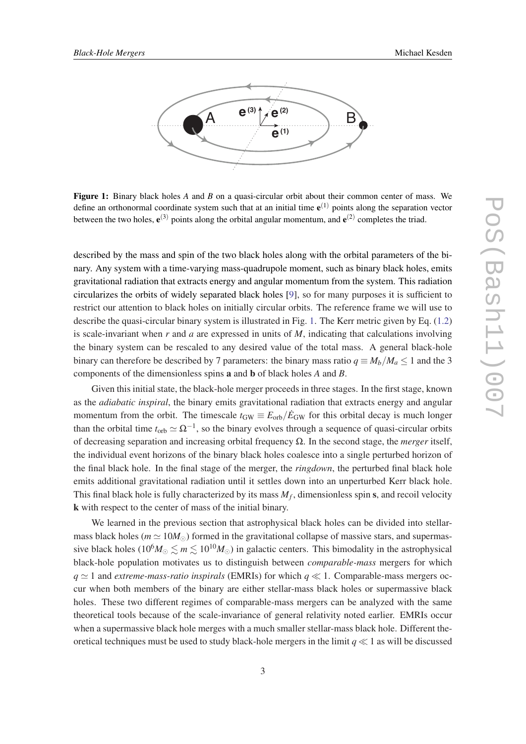**Figure 1:** Binary black holes $A$ and $B$ on a quasi-circular orbit about their common center of mass. We define an orthonormal coordinate system such that at an initial time $\mathbf{e}^{(1)}$ points along the separation vector between the two holes, $\mathbf{e}^{(3)}$ points along the orbital angular momentum, and $\mathbf{e}^{(2)}$ completes the triad.

described by the mass and spin of the two black holes along with the orbital parameters of the binary. Any system with a time-varying mass-quadrupole moment, such as binary black holes, emits gravitational radiation that extracts energy and angular momentum from the system. This radiation circularizes the orbits of widely separated black holes [9], so for many purposes it is sufficient to restrict our attention to black holes on initially circular orbits. The reference frame we will use to describe the quasi-circular binary system is illustrated in Fig. 1. The Kerr metric given by Eq. (1.2) is scale-invariant when $r$ and $a$ are expressed in units of $M$, indicating that calculations involving the binary system can be rescaled to any desired value of the total mass. A general black-hole binary can therefore be described by 7 parameters: the binary mass ratio $q \equiv M_b/M_a \leq 1$ and the 3 components of the dimensionless spins $\mathbf{a}$ and $\mathbf{b}$ of black holes $A$ and $B$.

Given this initial state, the black-hole merger proceeds in three stages. In the first stage, known as the *adiabatic inspiral*, the binary emits gravitational radiation that extracts energy and angular momentum from the orbit. The timescale $t_{\rm GW} \equiv E_{\rm orb}/\dot{E}_{\rm GW}$ for this orbital decay is much longer than the orbital time $t_{\rm orb} \simeq \Omega^{-1}$, so the binary evolves through a sequence of quasi-circular orbits of decreasing separation and increasing orbital frequency $\Omega$. In the second stage, the *merger* itself, the individual event horizons of the binary black holes coalesce into a single perturbed horizon of the final black hole. In the final stage of the merger, the *ringdown*, the perturbed final black hole emits additional gravitational radiation until it settles down into an unperturbed Kerr black hole. This final black hole is fully characterized by its mass $M_f$, dimensionless spin $\mathbf{s}$, and recoil velocity $\mathbf{k}$ with respect to the center of mass of the initial binary.

We learned in the previous section that astrophysical black holes can be divided into stellar-mass black holes ($m \simeq 10M_\odot$) formed in the gravitational collapse of massive stars, and supermassive black holes ($10^6 M_\odot \lesssim m \lesssim 10^{10} M_\odot$) in galactic centers. This bimodality in the astrophysical black-hole population motivates us to distinguish between *comparable-mass* mergers for which $q \simeq 1$ and *extreme-mass-ratio inspirals* (EMRIs) for which $q \ll 1$. Comparable-mass mergers occur when both members of the binary are either stellar-mass black holes or supermassive black holes. These two different regimes of comparable-mass mergers can be analyzed with the same theoretical tools because of the scale-invariance of general relativity noted earlier. EMRIs occur when a supermassive black hole merges with a much smaller stellar-mass black hole. Different theoretical techniques must be used to study black-hole mergers in the limit $q \ll 1$ as will be discussed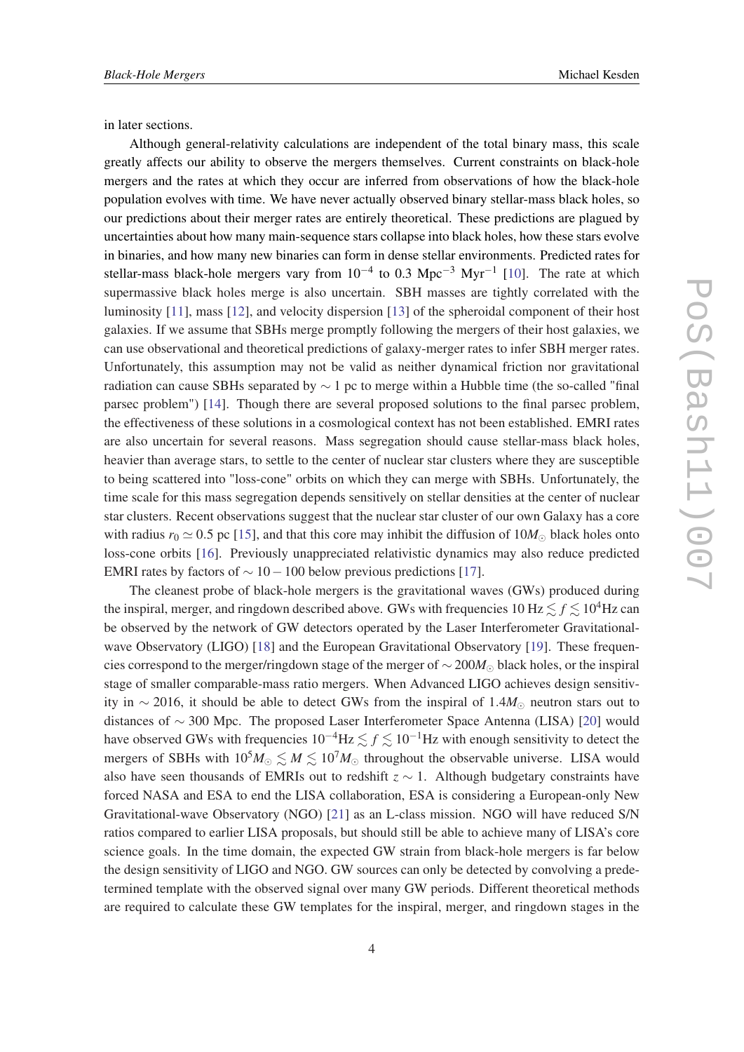in later sections.

Although general-relativity calculations are independent of the total binary mass, this scale greatly affects our ability to observe the mergers themselves. Current constraints on black-hole mergers and the rates at which they occur are inferred from observations of how the black-hole population evolves with time. We have never actually observed binary stellar-mass black holes, so our predictions about their merger rates are entirely theoretical. These predictions are plagued by uncertainties about how many main-sequence stars collapse into black holes, how these stars evolve in binaries, and how many new binaries can form in dense stellar environments. Predicted rates for stellar-mass black-hole mergers vary from $10^{-4}$ to 0.3 $\mathrm{Mpc}^{-3}$ $\mathrm{Myr}^{-1}$ [10]. The rate at which supermassive black holes merge is also uncertain. SBH masses are tightly correlated with the luminosity [11], mass [12], and velocity dispersion [13] of the spheroidal component of their host galaxies. If we assume that SBHs merge promptly following the mergers of their host galaxies, we can use observational and theoretical predictions of galaxy-merger rates to infer SBH merger rates. Unfortunately, this assumption may not be valid as neither dynamical friction nor gravitational radiation can cause SBHs separated by $\sim 1$ pc to merge within a Hubble time (the so-called "final parsec problem") [14]. Though there are several proposed solutions to the final parsec problem, the effectiveness of these solutions in a cosmological context has not been established. EMRI rates are also uncertain for several reasons. Mass segregation should cause stellar-mass black holes, heavier than average stars, to settle to the center of nuclear star clusters where they are susceptible to being scattered into "loss-cone" orbits on which they can merge with SBHs. Unfortunately, the time scale for this mass segregation depends sensitively on stellar densities at the center of nuclear star clusters. Recent observations suggest that the nuclear star cluster of our own Galaxy has a core with radius $r_0 \simeq 0.5$ pc [15], and that this core may inhibit the diffusion of $10M_\odot$ black holes onto loss-cone orbits [16]. Previously unappreciated relativistic dynamics may also reduce predicted EMRI rates by factors of $\sim 10-100$ below previous predictions [17].

The cleanest probe of black-hole mergers is the gravitational waves (GWs) produced during the inspiral, merger, and ringdown described above. GWs with frequencies $10\ \mathrm{Hz} \lesssim f \lesssim 10^4\mathrm{Hz}$ can be observed by the network of GW detectors operated by the Laser Interferometer Gravitational-wave Observatory (LIGO) [18] and the European Gravitational Observatory [19]. These frequencies correspond to the merger/ringdown stage of the merger of $\sim 200M_\odot$ black holes, or the inspiral stage of smaller comparable-mass ratio mergers. When Advanced LIGO achieves design sensitivity in $\sim 2016$, it should be able to detect GWs from the inspiral of $1.4M_\odot$ neutron stars out to distances of $\sim 300$ Mpc. The proposed Laser Interferometer Space Antenna (LISA) [20] would have observed GWs with frequencies $10^{-4}\mathrm{Hz} \lesssim f \lesssim 10^{-1}\mathrm{Hz}$ with enough sensitivity to detect the mergers of SBHs with $10^5M_\odot \lesssim M \lesssim 10^7M_\odot$ throughout the observable universe. LISA would also have seen thousands of EMRIs out to redshift $z \sim 1$. Although budgetary constraints have forced NASA and ESA to end the LISA collaboration, ESA is considering a European-only New Gravitational-wave Observatory (NGO) [21] as an L-class mission. NGO will have reduced S/N ratios compared to earlier LISA proposals, but should still be able to achieve many of LISA's core science goals. In the time domain, the expected GW strain from black-hole mergers is far below the design sensitivity of LIGO and NGO. GW sources can only be detected by convolving a predetermined template with the observed signal over many GW periods. Different theoretical methods are required to calculate these GW templates for the inspiral, merger, and ringdown stages in the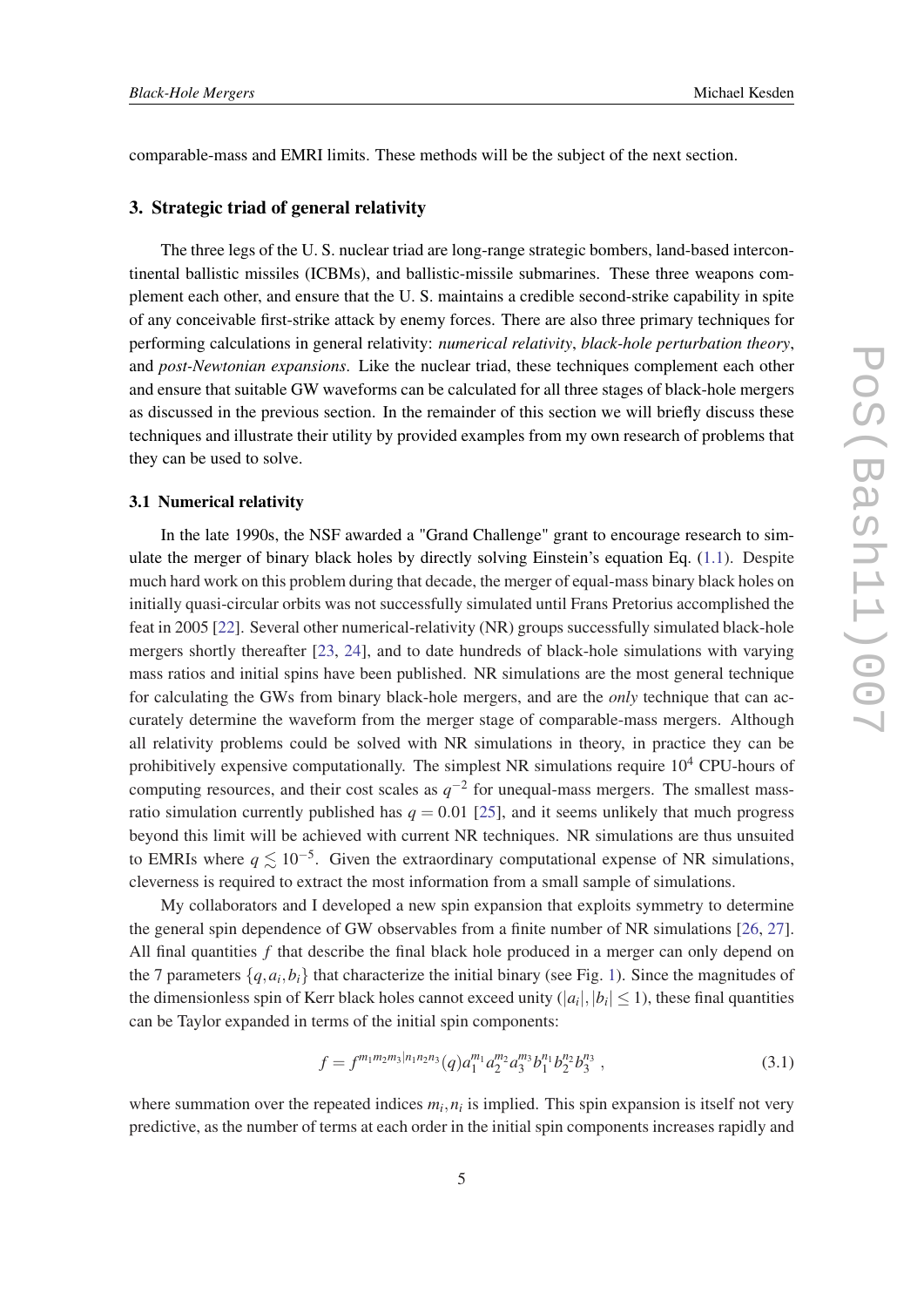comparable-mass and EMRI limits. These methods will be the subject of the next section.

## 3. Strategic triad of general relativity

The three legs of the U. S. nuclear triad are long-range strategic bombers, land-based intercontinental ballistic missiles (ICBMs), and ballistic-missile submarines. These three weapons complement each other, and ensure that the U. S. maintains a credible second-strike capability in spite of any conceivable first-strike attack by enemy forces. There are also three primary techniques for performing calculations in general relativity: *numerical relativity*, *black-hole perturbation theory*, and *post-Newtonian expansions*. Like the nuclear triad, these techniques complement each other and ensure that suitable GW waveforms can be calculated for all three stages of black-hole mergers as discussed in the previous section. In the remainder of this section we will briefly discuss these techniques and illustrate their utility by provided examples from my own research of problems that they can be used to solve.

### 3.1 Numerical relativity

In the late 1990s, the NSF awarded a "Grand Challenge" grant to encourage research to simulate the merger of binary black holes by directly solving Einstein's equation Eq. (1.1). Despite much hard work on this problem during that decade, the merger of equal-mass binary black holes on initially quasi-circular orbits was not successfully simulated until Frans Pretorius accomplished the feat in 2005 [22]. Several other numerical-relativity (NR) groups successfully simulated black-hole mergers shortly thereafter [23, 24], and to date hundreds of black-hole simulations with varying mass ratios and initial spins have been published. NR simulations are the most general technique for calculating the GWs from binary black-hole mergers, and are the *only* technique that can accurately determine the waveform from the merger stage of comparable-mass mergers. Although all relativity problems could be solved with NR simulations in theory, in practice they can be prohibitively expensive computationally. The simplest NR simulations require $10^4$ CPU-hours of computing resources, and their cost scales as $q^{-2}$ for unequal-mass mergers. The smallest mass-ratio simulation currently published has $q = 0.01$ [25], and it seems unlikely that much progress beyond this limit will be achieved with current NR techniques. NR simulations are thus unsuited to EMRIs where $q \lesssim 10^{-5}$. Given the extraordinary computational expense of NR simulations, cleverness is required to extract the most information from a small sample of simulations.

My collaborators and I developed a new spin expansion that exploits symmetry to determine the general spin dependence of GW observables from a finite number of NR simulations [26, 27]. All final quantities $f$ that describe the final black hole produced in a merger can only depend on the 7 parameters $\{q, a_i, b_i\}$ that characterize the initial binary (see Fig. 1). Since the magnitudes of the dimensionless spin of Kerr black holes cannot exceed unity ($|a_i|, |b_i| \leq 1$), these final quantities can be Taylor expanded in terms of the initial spin components:

$$f = f^{m_1 m_2 m_3 | n_1 n_2 n_3}(q) a_1^{m_1} a_2^{m_2} a_3^{m_3} b_1^{n_1} b_2^{n_2} b_3^{n_3} \,, \tag{3.1}$$

where summation over the repeated indices $m_i, n_i$ is implied. This spin expansion is itself not very predictive, as the number of terms at each order in the initial spin components increases rapidly and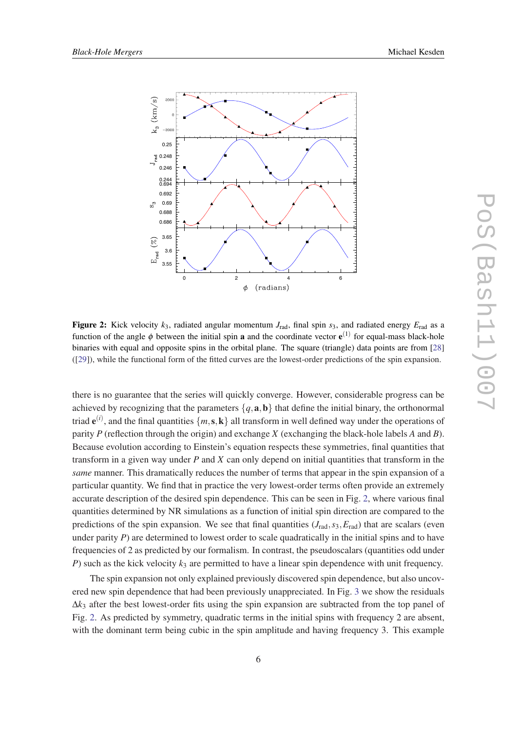**Figure 2:** Kick velocity $k_3$, radiated angular momentum $J_{\rm rad}$, final spin $s_3$, and radiated energy $E_{\rm rad}$ as a function of the angle $\phi$ between the initial spin $\mathbf{a}$ and the coordinate vector $\mathbf{e}^{(1)}$ for equal-mass black-hole binaries with equal and opposite spins in the orbital plane. The square (triangle) data points are from [28] ([29]), while the functional form of the fitted curves are the lowest-order predictions of the spin expansion.

there is no guarantee that the series will quickly converge. However, considerable progress can be achieved by recognizing that the parameters $\{q, \mathbf{a}, \mathbf{b}\}$ that define the initial binary, the orthonormal triad $\mathbf{e}^{(i)}$, and the final quantities $\{m, \mathbf{s}, \mathbf{k}\}$ all transform in well defined way under the operations of parity $P$ (reflection through the origin) and exchange $X$ (exchanging the black-hole labels $A$ and $B$). Because evolution according to Einstein's equation respects these symmetries, final quantities that transform in a given way under $P$ and $X$ can only depend on initial quantities that transform in the *same* manner. This dramatically reduces the number of terms that appear in the spin expansion of a particular quantity. We find that in practice the very lowest-order terms often provide an extremely accurate description of the desired spin dependence. This can be seen in Fig. 2, where various final quantities determined by NR simulations as a function of initial spin direction are compared to the predictions of the spin expansion. We see that final quantities ($J_{\rm rad}, s_3, E_{\rm rad}$) that are scalars (even under parity $P$) are determined to lowest order to scale quadratically in the initial spins and to have frequencies of 2 as predicted by our formalism. In contrast, the pseudoscalars (quantities odd under $P$) such as the kick velocity $k_3$ are permitted to have a linear spin dependence with unit frequency.

The spin expansion not only explained previously discovered spin dependence, but also uncovered new spin dependence that had been previously unappreciated. In Fig. 3 we show the residuals $\Delta k_3$ after the best lowest-order fits using the spin expansion are subtracted from the top panel of Fig. 2. As predicted by symmetry, quadratic terms in the initial spins with frequency 2 are absent, with the dominant term being cubic in the spin amplitude and having frequency 3. This example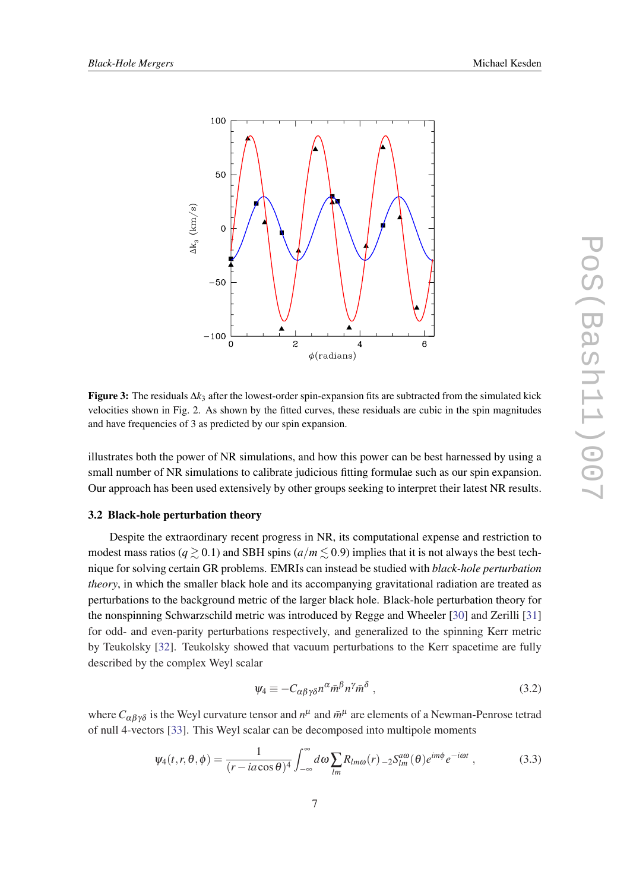**Figure 3:** The residuals $\Delta k_3$ after the lowest-order spin-expansion fits are subtracted from the simulated kick velocities shown in Fig. 2. As shown by the fitted curves, these residuals are cubic in the spin magnitudes and have frequencies of 3 as predicted by our spin expansion.

illustrates both the power of NR simulations, and how this power can be best harnessed by using a small number of NR simulations to calibrate judicious fitting formulae such as our spin expansion. Our approach has been used extensively by other groups seeking to interpret their latest NR results.

### 3.2 Black-hole perturbation theory

Despite the extraordinary recent progress in NR, its computational expense and restriction to modest mass ratios ($q \gtrsim 0.1$) and SBH spins ($a/m \lesssim 0.9$) implies that it is not always the best technique for solving certain GR problems. EMRIs can instead be studied with *black-hole perturbation theory*, in which the smaller black hole and its accompanying gravitational radiation are treated as perturbations to the background metric of the larger black hole. Black-hole perturbation theory for the nonspinning Schwarzschild metric was introduced by Regge and Wheeler [30] and Zerilli [31] for odd- and even-parity perturbations respectively, and generalized to the spinning Kerr metric by Teukolsky [32]. Teukolsky showed that vacuum perturbations to the Kerr spacetime are fully described by the complex Weyl scalar

$$\psi_4 \equiv -C_{\alpha\beta\gamma\delta} n^\alpha \bar{m}^\beta n^\gamma \bar{m}^\delta \,, \tag{3.2}$$

where $C_{\alpha\beta\gamma\delta}$ is the Weyl curvature tensor and $n^\mu$ and $\bar{m}^\mu$ are elements of a Newman-Penrose tetrad of null 4-vectors [33]. This Weyl scalar can be decomposed into multipole moments

$$\psi_4(t,r,\theta,\phi) = \frac{1}{(r - ia\cos\theta)^4} \int_{-\infty}^{\infty} d\omega \sum_{lm} R_{lm\omega}(r)\, {}_{-2}S_{lm}^{a\omega}(\theta) e^{im\phi} e^{-i\omega t} \,, \tag{3.3}$$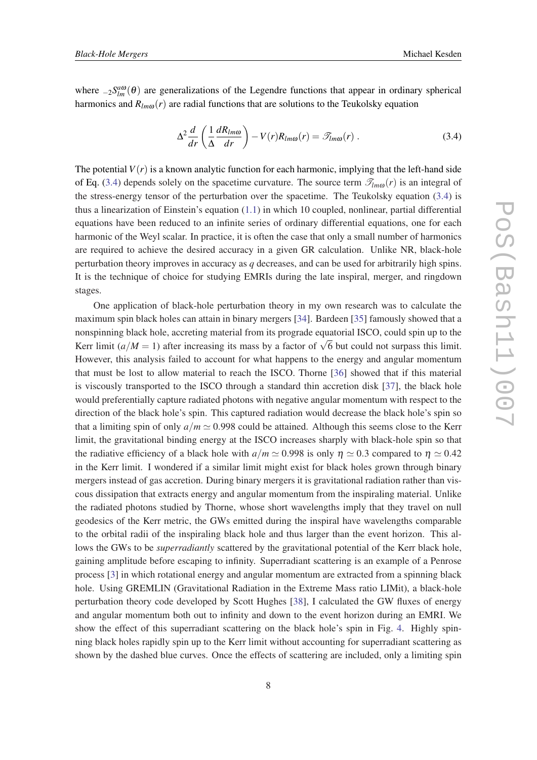where ${}_{-2}S^{a\omega}_{lm}(\theta)$ are generalizations of the Legendre functions that appear in ordinary spherical harmonics and $R_{lm\omega}(r)$ are radial functions that are solutions to the Teukolsky equation

$$\Delta^2 \frac{d}{dr}\left(\frac{1}{\Delta}\frac{dR_{lm\omega}}{dr}\right) - V(r)R_{lm\omega}(r) = \mathscr{T}_{lm\omega}(r)\ . \tag{3.4}$$

The potential $V(r)$ is a known analytic function for each harmonic, implying that the left-hand side of Eq. (3.4) depends solely on the spacetime curvature. The source term $\mathscr{T}_{lm\omega}(r)$ is an integral of the stress-energy tensor of the perturbation over the spacetime. The Teukolsky equation (3.4) is thus a linearization of Einstein's equation (1.1) in which 10 coupled, nonlinear, partial differential equations have been reduced to an infinite series of ordinary differential equations, one for each harmonic of the Weyl scalar. In practice, it is often the case that only a small number of harmonics are required to achieve the desired accuracy in a given GR calculation. Unlike NR, black-hole perturbation theory improves in accuracy as $q$ decreases, and can be used for arbitrarily high spins. It is the technique of choice for studying EMRIs during the late inspiral, merger, and ringdown stages.

One application of black-hole perturbation theory in my own research was to calculate the maximum spin black holes can attain in binary mergers [34]. Bardeen [35] famously showed that a nonspinning black hole, accreting material from its prograde equatorial ISCO, could spin up to the Kerr limit ($a/M = 1$) after increasing its mass by a factor of $\sqrt{6}$ but could not surpass this limit. However, this analysis failed to account for what happens to the energy and angular momentum that must be lost to allow material to reach the ISCO. Thorne [36] showed that if this material is viscously transported to the ISCO through a standard thin accretion disk [37], the black hole would preferentially capture radiated photons with negative angular momentum with respect to the direction of the black hole's spin. This captured radiation would decrease the black hole's spin so that a limiting spin of only $a/m \simeq 0.998$ could be attained. Although this seems close to the Kerr limit, the gravitational binding energy at the ISCO increases sharply with black-hole spin so that the radiative efficiency of a black hole with $a/m \simeq 0.998$ is only $\eta \simeq 0.3$ compared to $\eta \simeq 0.42$ in the Kerr limit. I wondered if a similar limit might exist for black holes grown through binary mergers instead of gas accretion. During binary mergers it is gravitational radiation rather than viscous dissipation that extracts energy and angular momentum from the inspiraling material. Unlike the radiated photons studied by Thorne, whose short wavelengths imply that they travel on null geodesics of the Kerr metric, the GWs emitted during the inspiral have wavelengths comparable to the orbital radii of the inspiraling black hole and thus larger than the event horizon. This allows the GWs to be *superradiantly* scattered by the gravitational potential of the Kerr black hole, gaining amplitude before escaping to infinity. Superradiant scattering is an example of a Penrose process [3] in which rotational energy and angular momentum are extracted from a spinning black hole. Using GREMLIN (Gravitational Radiation in the Extreme Mass ratio LIMit), a black-hole perturbation theory code developed by Scott Hughes [38], I calculated the GW fluxes of energy and angular momentum both out to infinity and down to the event horizon during an EMRI. We show the effect of this superradiant scattering on the black hole's spin in Fig. 4. Highly spinning black holes rapidly spin up to the Kerr limit without accounting for superradiant scattering as shown by the dashed blue curves. Once the effects of scattering are included, only a limiting spin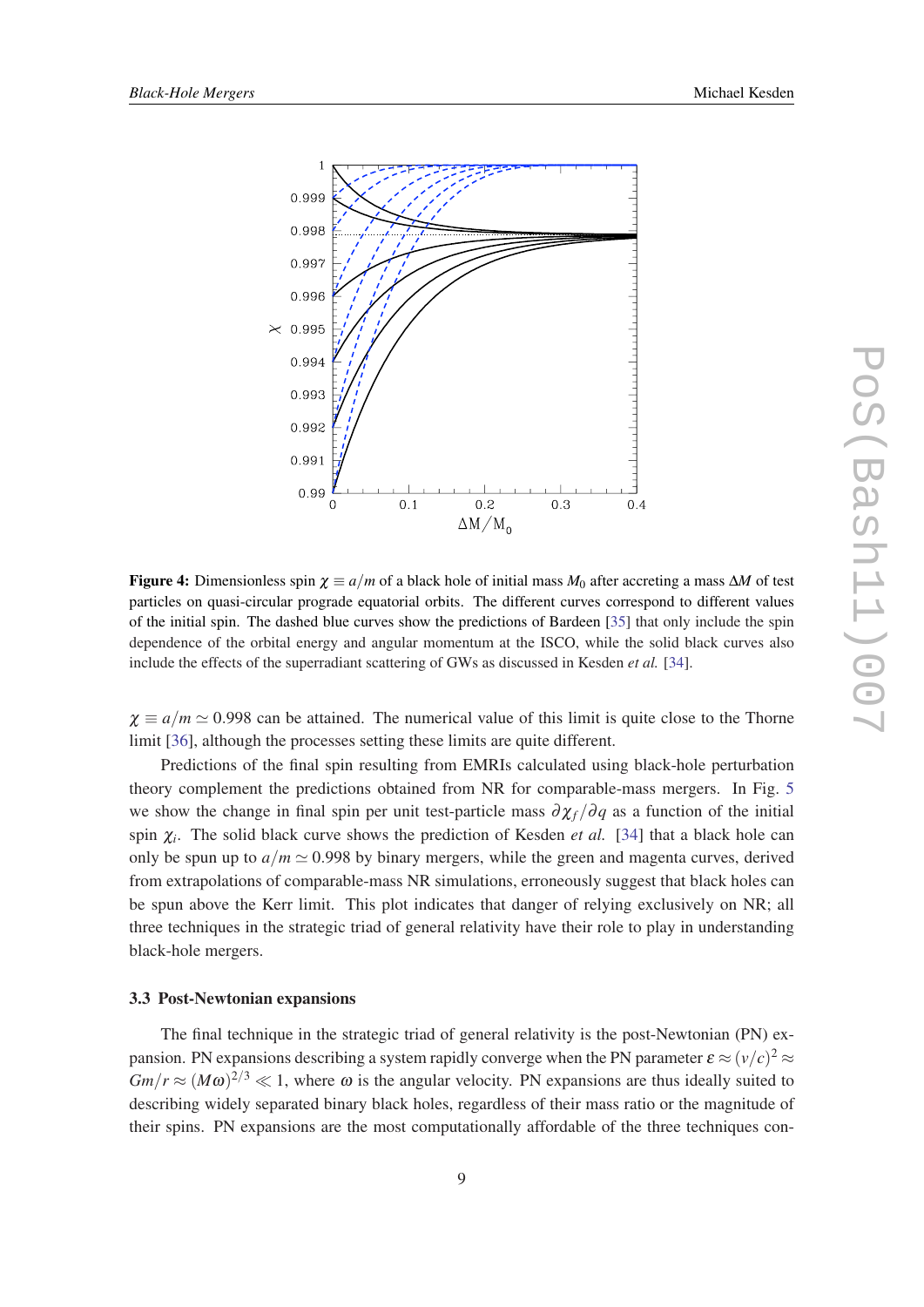**Figure 4:** Dimensionless spin $\chi \equiv a/m$ of a black hole of initial mass $M_0$ after accreting a mass $\Delta M$ of test particles on quasi-circular prograde equatorial orbits. The different curves correspond to different values of the initial spin. The dashed blue curves show the predictions of Bardeen [35] that only include the spin dependence of the orbital energy and angular momentum at the ISCO, while the solid black curves also include the effects of the superradiant scattering of GWs as discussed in Kesden *et al.* [34].

$\chi \equiv a/m \simeq 0.998$ can be attained. The numerical value of this limit is quite close to the Thorne limit [36], although the processes setting these limits are quite different.

Predictions of the final spin resulting from EMRIs calculated using black-hole perturbation theory complement the predictions obtained from NR for comparable-mass mergers. In Fig. 5 we show the change in final spin per unit test-particle mass $\partial \chi_f / \partial q$ as a function of the initial spin $\chi_i$. The solid black curve shows the prediction of Kesden *et al.* [34] that a black hole can only be spun up to $a/m \simeq 0.998$ by binary mergers, while the green and magenta curves, derived from extrapolations of comparable-mass NR simulations, erroneously suggest that black holes can be spun above the Kerr limit. This plot indicates that danger of relying exclusively on NR; all three techniques in the strategic triad of general relativity have their role to play in understanding black-hole mergers.

### 3.3 Post-Newtonian expansions

The final technique in the strategic triad of general relativity is the post-Newtonian (PN) expansion. PN expansions describing a system rapidly converge when the PN parameter $\varepsilon \approx (v/c)^2 \approx Gm/r \approx (M\omega)^{2/3} \ll 1$, where $\omega$ is the angular velocity. PN expansions are thus ideally suited to describing widely separated binary black holes, regardless of their mass ratio or the magnitude of their spins. PN expansions are the most computationally affordable of the three techniques con-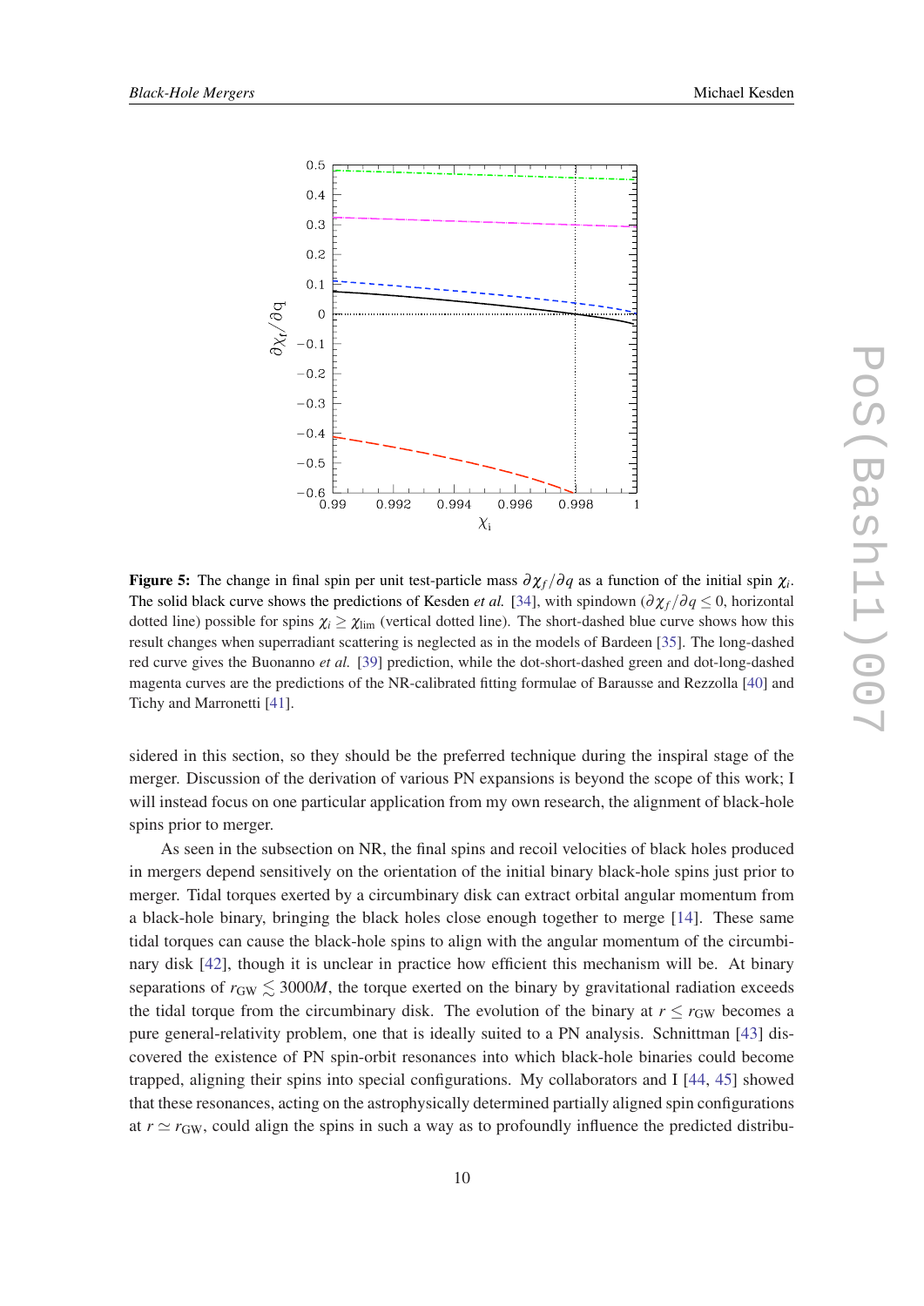**Figure 5:** The change in final spin per unit test-particle mass $\partial \chi_f / \partial q$ as a function of the initial spin $\chi_i$. The solid black curve shows the predictions of Kesden *et al.* [34], with spindown ($\partial \chi_f / \partial q \leq 0$, horizontal dotted line) possible for spins $\chi_i \geq \chi_{\rm lim}$ (vertical dotted line). The short-dashed blue curve shows how this result changes when superradiant scattering is neglected as in the models of Bardeen [35]. The long-dashed red curve gives the Buonanno *et al.* [39] prediction, while the dot-short-dashed green and dot-long-dashed magenta curves are the predictions of the NR-calibrated fitting formulae of Barausse and Rezzolla [40] and Tichy and Marronetti [41].

sidered in this section, so they should be the preferred technique during the inspiral stage of the merger. Discussion of the derivation of various PN expansions is beyond the scope of this work; I will instead focus on one particular application from my own research, the alignment of black-hole spins prior to merger.

As seen in the subsection on NR, the final spins and recoil velocities of black holes produced in mergers depend sensitively on the orientation of the initial binary black-hole spins just prior to merger. Tidal torques exerted by a circumbinary disk can extract orbital angular momentum from a black-hole binary, bringing the black holes close enough together to merge [14]. These same tidal torques can cause the black-hole spins to align with the angular momentum of the circumbinary disk [42], though it is unclear in practice how efficient this mechanism will be. At binary separations of $r_{\rm GW} \lesssim 3000M$, the torque exerted on the binary by gravitational radiation exceeds the tidal torque from the circumbinary disk. The evolution of the binary at $r \leq r_{\rm GW}$ becomes a pure general-relativity problem, one that is ideally suited to a PN analysis. Schnittman [43] discovered the existence of PN spin-orbit resonances into which black-hole binaries could become trapped, aligning their spins into special configurations. My collaborators and I [44, 45] showed that these resonances, acting on the astrophysically determined partially aligned spin configurations at $r \simeq r_{\rm GW}$, could align the spins in such a way as to profoundly influence the predicted distribu-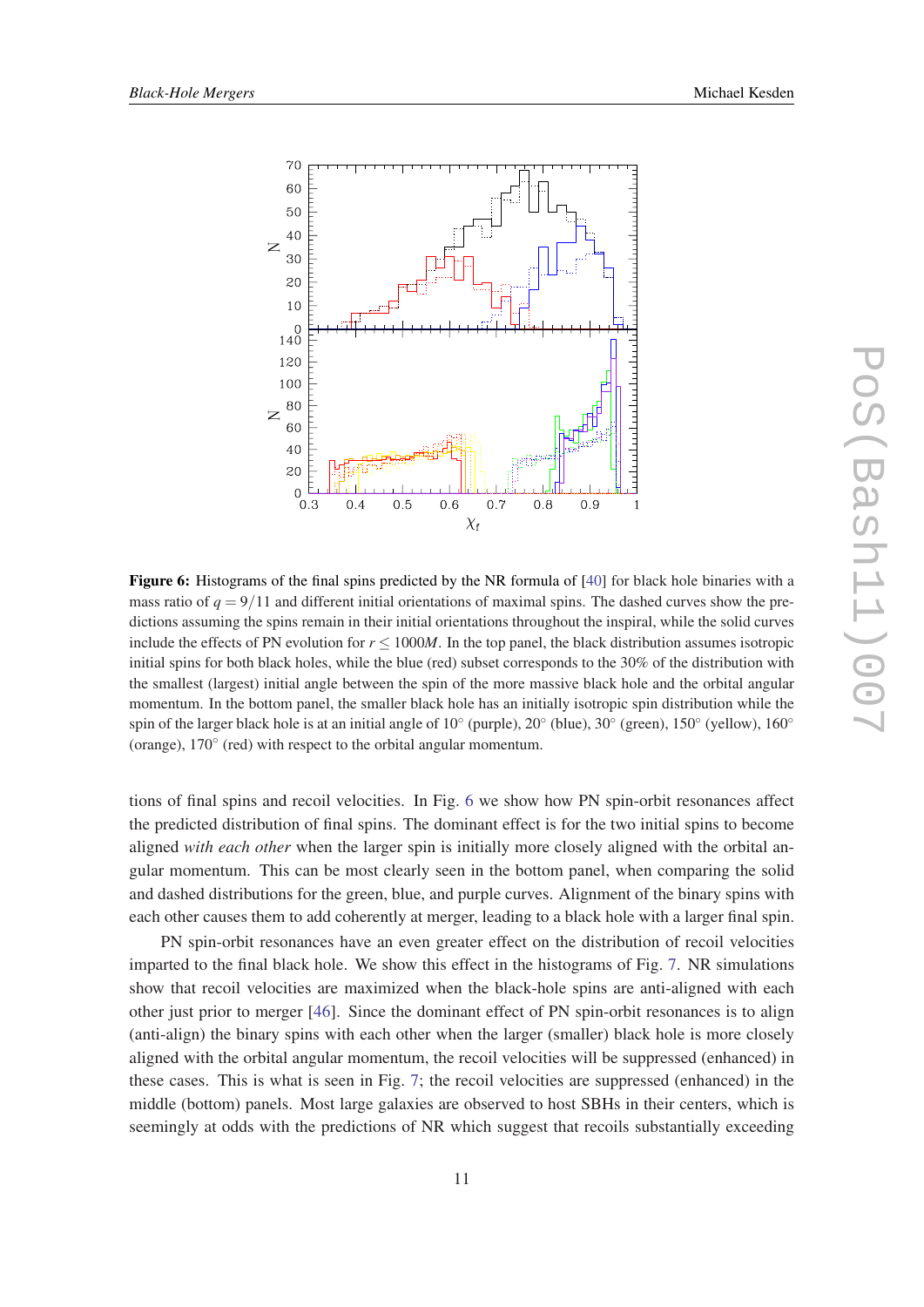**Figure 6:** Histograms of the final spins predicted by the NR formula of [40] for black hole binaries with a mass ratio of $q = 9/11$ and different initial orientations of maximal spins. The dashed curves show the predictions assuming the spins remain in their initial orientations throughout the inspiral, while the solid curves include the effects of PN evolution for $r \leq 1000M$. In the top panel, the black distribution assumes isotropic initial spins for both black holes, while the blue (red) subset corresponds to the 30% of the distribution with the smallest (largest) initial angle between the spin of the more massive black hole and the orbital angular momentum. In the bottom panel, the smaller black hole has an initially isotropic spin distribution while the spin of the larger black hole is at an initial angle of 10° (purple), 20° (blue), 30° (green), 150° (yellow), 160° (orange), 170° (red) with respect to the orbital angular momentum.

tions of final spins and recoil velocities. In Fig. 6 we show how PN spin-orbit resonances affect the predicted distribution of final spins. The dominant effect is for the two initial spins to become aligned *with each other* when the larger spin is initially more closely aligned with the orbital angular momentum. This can be most clearly seen in the bottom panel, when comparing the solid and dashed distributions for the green, blue, and purple curves. Alignment of the binary spins with each other causes them to add coherently at merger, leading to a black hole with a larger final spin.

PN spin-orbit resonances have an even greater effect on the distribution of recoil velocities imparted to the final black hole. We show this effect in the histograms of Fig. 7. NR simulations show that recoil velocities are maximized when the black-hole spins are anti-aligned with each other just prior to merger [46]. Since the dominant effect of PN spin-orbit resonances is to align (anti-align) the binary spins with each other when the larger (smaller) black hole is more closely aligned with the orbital angular momentum, the recoil velocities will be suppressed (enhanced) in these cases. This is what is seen in Fig. 7; the recoil velocities are suppressed (enhanced) in the middle (bottom) panels. Most large galaxies are observed to host SBHs in their centers, which is seemingly at odds with the predictions of NR which suggest that recoils substantially exceeding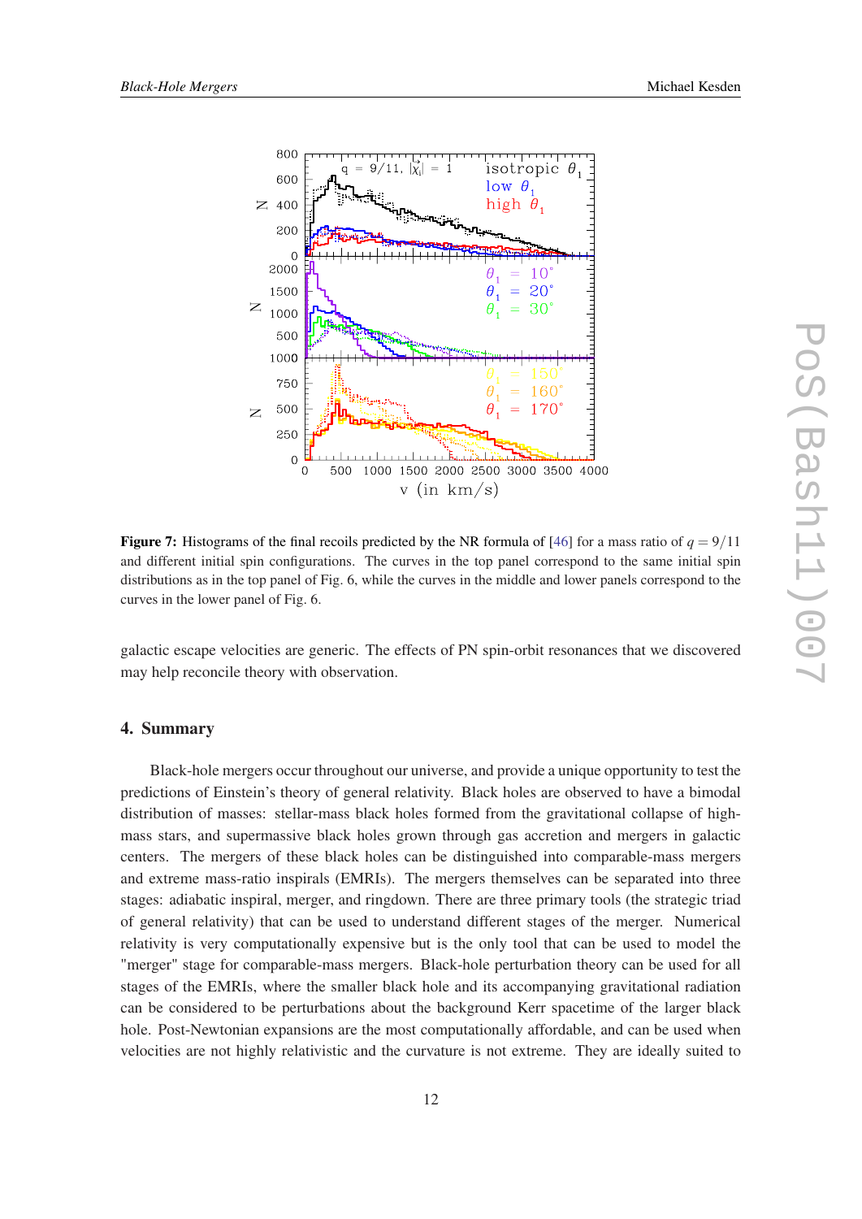**Figure 7:** Histograms of the final recoils predicted by the NR formula of [46] for a mass ratio of $q = 9/11$ and different initial spin configurations. The curves in the top panel correspond to the same initial spin distributions as in the top panel of Fig. 6, while the curves in the middle and lower panels correspond to the curves in the lower panel of Fig. 6.

galactic escape velocities are generic. The effects of PN spin-orbit resonances that we discovered may help reconcile theory with observation.

## 4. Summary

Black-hole mergers occur throughout our universe, and provide a unique opportunity to test the predictions of Einstein's theory of general relativity. Black holes are observed to have a bimodal distribution of masses: stellar-mass black holes formed from the gravitational collapse of high-mass stars, and supermassive black holes grown through gas accretion and mergers in galactic centers. The mergers of these black holes can be distinguished into comparable-mass mergers and extreme mass-ratio inspirals (EMRIs). The mergers themselves can be separated into three stages: adiabatic inspiral, merger, and ringdown. There are three primary tools (the strategic triad of general relativity) that can be used to understand different stages of the merger. Numerical relativity is very computationally expensive but is the only tool that can be used to model the "merger" stage for comparable-mass mergers. Black-hole perturbation theory can be used for all stages of the EMRIs, where the smaller black hole and its accompanying gravitational radiation can be considered to be perturbations about the background Kerr spacetime of the larger black hole. Post-Newtonian expansions are the most computationally affordable, and can be used when velocities are not highly relativistic and the curvature is not extreme. They are ideally suited to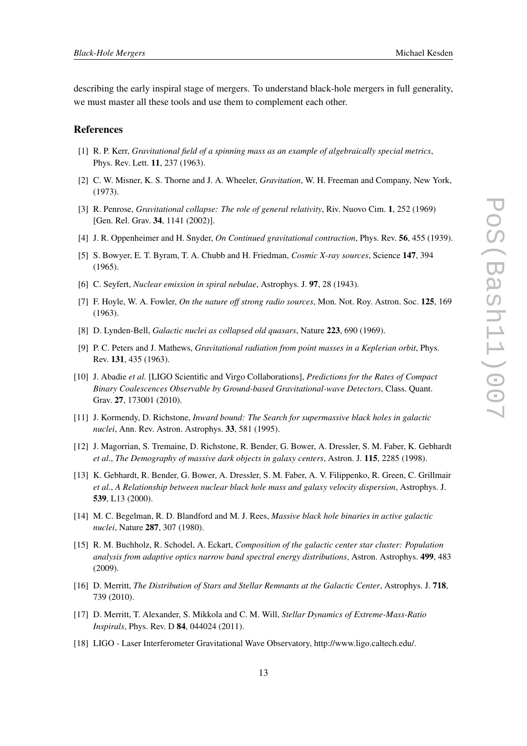describing the early inspiral stage of mergers. To understand black-hole mergers in full generality, we must master all these tools and use them to complement each other.

## References

[1] R. P. Kerr, *Gravitational field of a spinning mass as an example of algebraically special metrics*, Phys. Rev. Lett. **11**, 237 (1963).

[2] C. W. Misner, K. S. Thorne and J. A. Wheeler, *Gravitation*, W. H. Freeman and Company, New York, (1973).

[3] R. Penrose, *Gravitational collapse: The role of general relativity*, Riv. Nuovo Cim. **1**, 252 (1969) [Gen. Rel. Grav. **34**, 1141 (2002)].

[4] J. R. Oppenheimer and H. Snyder, *On Continued gravitational contraction*, Phys. Rev. **56**, 455 (1939).

[5] S. Bowyer, E. T. Byram, T. A. Chubb and H. Friedman, *Cosmic X-ray sources*, Science **147**, 394 (1965).

[6] C. Seyfert, *Nuclear emission in spiral nebulae*, Astrophys. J. **97**, 28 (1943).

[7] F. Hoyle, W. A. Fowler, *On the nature off strong radio sources*, Mon. Not. Roy. Astron. Soc. **125**, 169 (1963).

[8] D. Lynden-Bell, *Galactic nuclei as collapsed old quasars*, Nature **223**, 690 (1969).

[9] P. C. Peters and J. Mathews, *Gravitational radiation from point masses in a Keplerian orbit*, Phys. Rev. **131**, 435 (1963).

[10] J. Abadie *et al.* [LIGO Scientific and Virgo Collaborations], *Predictions for the Rates of Compact Binary Coalescences Observable by Ground-based Gravitational-wave Detectors*, Class. Quant. Grav. **27**, 173001 (2010).

[11] J. Kormendy, D. Richstone, *Inward bound: The Search for supermassive black holes in galactic nuclei*, Ann. Rev. Astron. Astrophys. **33**, 581 (1995).

[12] J. Magorrian, S. Tremaine, D. Richstone, R. Bender, G. Bower, A. Dressler, S. M. Faber, K. Gebhardt *et al.*, *The Demography of massive dark objects in galaxy centers*, Astron. J. **115**, 2285 (1998).

[13] K. Gebhardt, R. Bender, G. Bower, A. Dressler, S. M. Faber, A. V. Filippenko, R. Green, C. Grillmair *et al.*, *A Relationship between nuclear black hole mass and galaxy velocity dispersion*, Astrophys. J. **539**, L13 (2000).

[14] M. C. Begelman, R. D. Blandford and M. J. Rees, *Massive black hole binaries in active galactic nuclei*, Nature **287**, 307 (1980).

[15] R. M. Buchholz, R. Schodel, A. Eckart, *Composition of the galactic center star cluster: Population analysis from adaptive optics narrow band spectral energy distributions*, Astron. Astrophys. **499**, 483 (2009).

[16] D. Merritt, *The Distribution of Stars and Stellar Remnants at the Galactic Center*, Astrophys. J. **718**, 739 (2010).

[17] D. Merritt, T. Alexander, S. Mikkola and C. M. Will, *Stellar Dynamics of Extreme-Mass-Ratio Inspirals*, Phys. Rev. D **84**, 044024 (2011).

[18] LIGO - Laser Interferometer Gravitational Wave Observatory, http://www.ligo.caltech.edu/.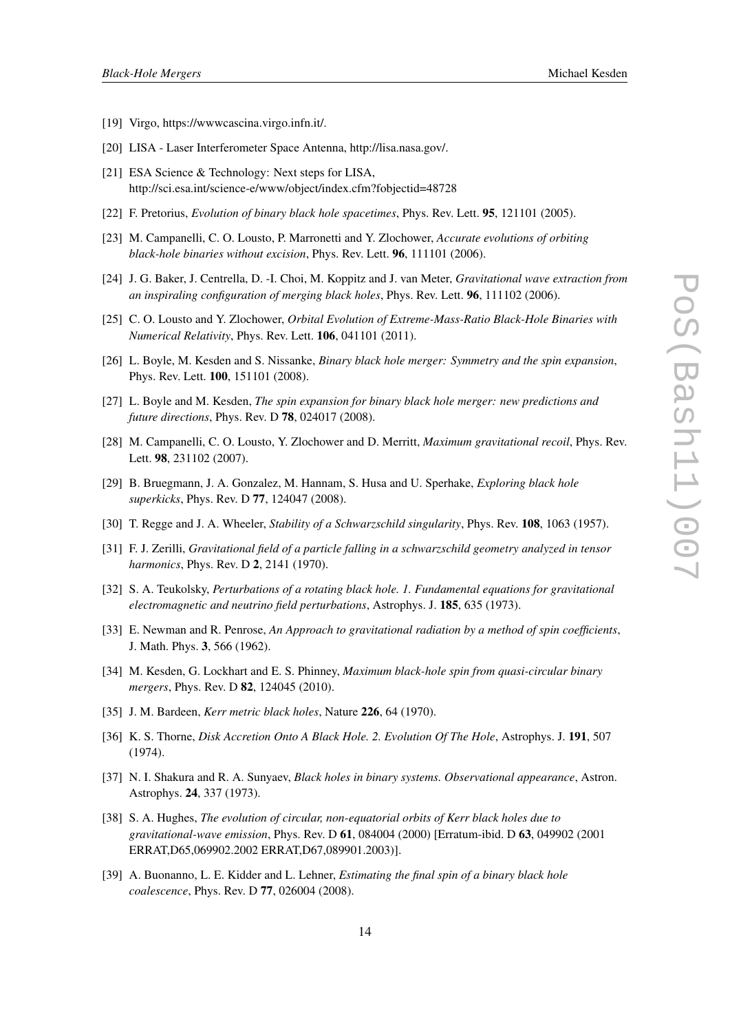[19] Virgo, https://wwwcascina.virgo.infn.it/.

[20] LISA - Laser Interferometer Space Antenna, http://lisa.nasa.gov/.

[21] ESA Science & Technology: Next steps for LISA, http://sci.esa.int/science-e/www/object/index.cfm?fobjectid=48728

[22] F. Pretorius, *Evolution of binary black hole spacetimes*, Phys. Rev. Lett. **95**, 121101 (2005).

[23] M. Campanelli, C. O. Lousto, P. Marronetti and Y. Zlochower, *Accurate evolutions of orbiting black-hole binaries without excision*, Phys. Rev. Lett. **96**, 111101 (2006).

[24] J. G. Baker, J. Centrella, D. -I. Choi, M. Koppitz and J. van Meter, *Gravitational wave extraction from an inspiraling configuration of merging black holes*, Phys. Rev. Lett. **96**, 111102 (2006).

[25] C. O. Lousto and Y. Zlochower, *Orbital Evolution of Extreme-Mass-Ratio Black-Hole Binaries with Numerical Relativity*, Phys. Rev. Lett. **106**, 041101 (2011).

[26] L. Boyle, M. Kesden and S. Nissanke, *Binary black hole merger: Symmetry and the spin expansion*, Phys. Rev. Lett. **100**, 151101 (2008).

[27] L. Boyle and M. Kesden, *The spin expansion for binary black hole merger: new predictions and future directions*, Phys. Rev. D **78**, 024017 (2008).

[28] M. Campanelli, C. O. Lousto, Y. Zlochower and D. Merritt, *Maximum gravitational recoil*, Phys. Rev. Lett. **98**, 231102 (2007).

[29] B. Bruegmann, J. A. Gonzalez, M. Hannam, S. Husa and U. Sperhake, *Exploring black hole superkicks*, Phys. Rev. D **77**, 124047 (2008).

[30] T. Regge and J. A. Wheeler, *Stability of a Schwarzschild singularity*, Phys. Rev. **108**, 1063 (1957).

[31] F. J. Zerilli, *Gravitational field of a particle falling in a schwarzschild geometry analyzed in tensor harmonics*, Phys. Rev. D **2**, 2141 (1970).

[32] S. A. Teukolsky, *Perturbations of a rotating black hole. 1. Fundamental equations for gravitational electromagnetic and neutrino field perturbations*, Astrophys. J. **185**, 635 (1973).

[33] E. Newman and R. Penrose, *An Approach to gravitational radiation by a method of spin coefficients*, J. Math. Phys. **3**, 566 (1962).

[34] M. Kesden, G. Lockhart and E. S. Phinney, *Maximum black-hole spin from quasi-circular binary mergers*, Phys. Rev. D **82**, 124045 (2010).

[35] J. M. Bardeen, *Kerr metric black holes*, Nature **226**, 64 (1970).

[36] K. S. Thorne, *Disk Accretion Onto A Black Hole. 2. Evolution Of The Hole*, Astrophys. J. **191**, 507 (1974).

[37] N. I. Shakura and R. A. Sunyaev, *Black holes in binary systems. Observational appearance*, Astron. Astrophys. **24**, 337 (1973).

[38] S. A. Hughes, *The evolution of circular, non-equatorial orbits of Kerr black holes due to gravitational-wave emission*, Phys. Rev. D **61**, 084004 (2000) [Erratum-ibid. D **63**, 049902 (2001 ERRAT,D65,069902.2002 ERRAT,D67,089901.2003)].

[39] A. Buonanno, L. E. Kidder and L. Lehner, *Estimating the final spin of a binary black hole coalescence*, Phys. Rev. D **77**, 026004 (2008).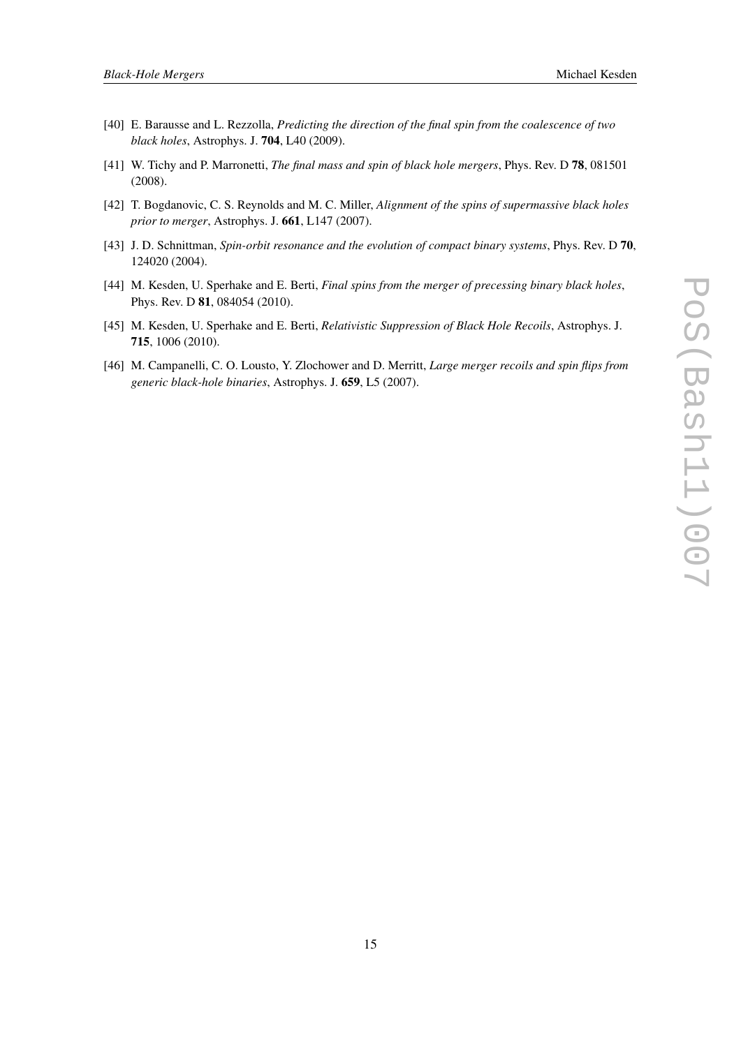[40] E. Barausse and L. Rezzolla, *Predicting the direction of the final spin from the coalescence of two black holes*, Astrophys. J. **704**, L40 (2009).

[41] W. Tichy and P. Marronetti, *The final mass and spin of black hole mergers*, Phys. Rev. D **78**, 081501 (2008).

[42] T. Bogdanovic, C. S. Reynolds and M. C. Miller, *Alignment of the spins of supermassive black holes prior to merger*, Astrophys. J. **661**, L147 (2007).

[43] J. D. Schnittman, *Spin-orbit resonance and the evolution of compact binary systems*, Phys. Rev. D **70**, 124020 (2004).

[44] M. Kesden, U. Sperhake and E. Berti, *Final spins from the merger of precessing binary black holes*, Phys. Rev. D **81**, 084054 (2010).

[45] M. Kesden, U. Sperhake and E. Berti, *Relativistic Suppression of Black Hole Recoils*, Astrophys. J. **715**, 1006 (2010).

[46] M. Campanelli, C. O. Lousto, Y. Zlochower and D. Merritt, *Large merger recoils and spin flips from generic black-hole binaries*, Astrophys. J. **659**, L5 (2007).